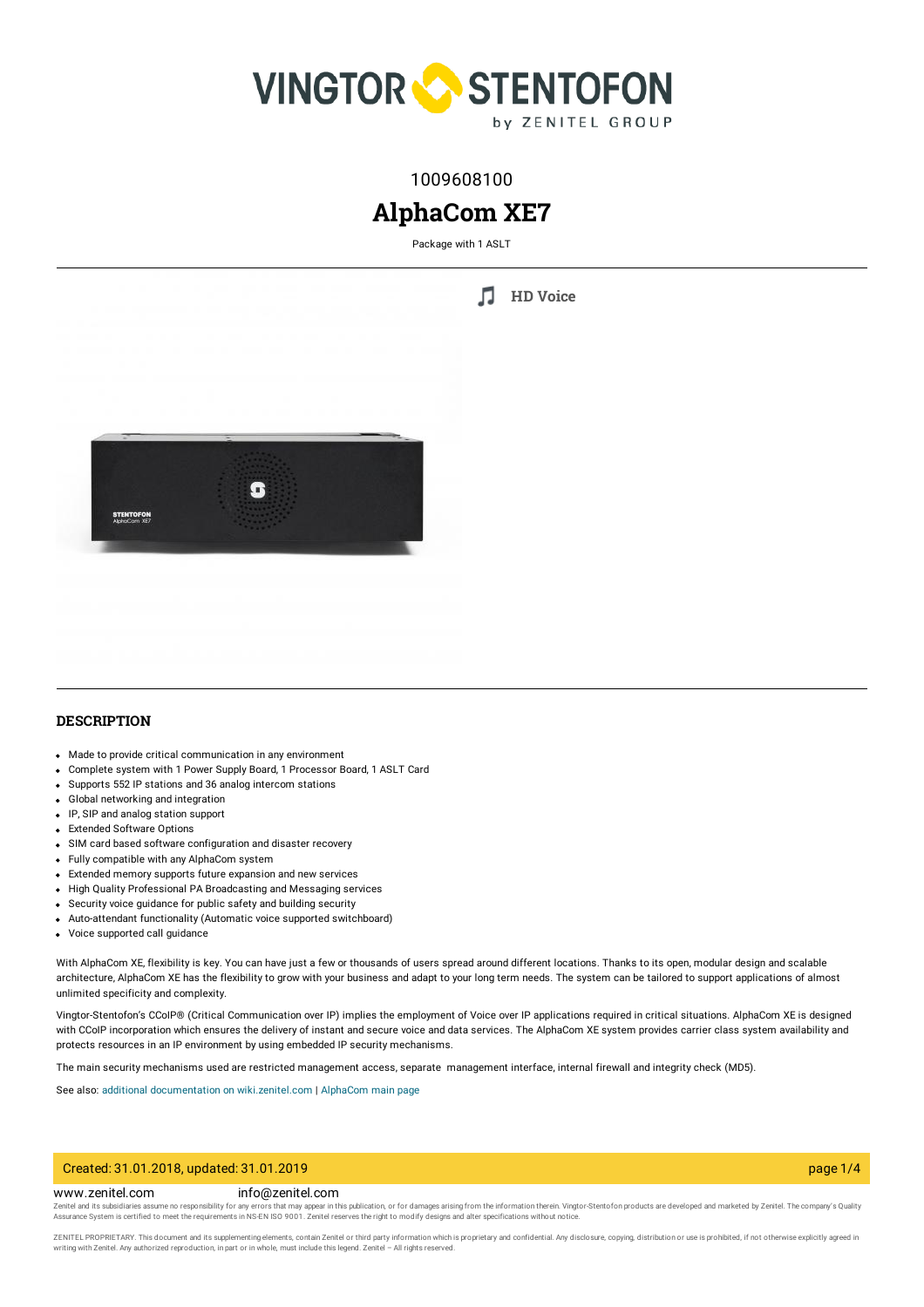1009608100

# AlphaCom XE7

Package with 1 ASLT

HD Voice

## DESCRIPTION

- Made to provide critical communication in any environment
- Complete system with 1 Power Supply Board, 1 Processor Board, 1 ASLT Card
- Supports 552 IP stations and 36 analog intercom stations
- Global networking and integration
- IP, SIP and analog station support
- Extended Software Options
- SIM card based software configuration and disaster recovery
- Fully compatible with any AlphaCom system
- Extended memory supports future expansion and new services
- High Quality Professional PA Broadcasting and Messaging services
- Security voice guidance for public safety and building security
- Auto-attendant functionality (Automatic voice supported switchboard)
- Voice supported call guidance

With AlphaCom XE, flexibility is key. You can have just a few or thousands of users spread around different locations. Thanks to its open, modular design and scalable architecture, AlphaCom XE has the flexibility to grow with your business and adapt to your long term needs. The system can be tailored to support applications of almost unlimited specificity and complexity.

Vingtor-Stentofon's CCoIP® (Critical Communication over IP) implies the employment of Voice over IP applications required in critical situations. AlphaCom XE is designed with CCoIP incorporation which ensures the delivery of instant and secure voice and data services. The AlphaCom XE system provides carrier class system availability and protects resources in an IP environment by using embedded IP security mechanisms.

The main security mechanisms used are restricted management access, separate management interface, internal firewall and integrity check (MD5).

See also: additional documentation on wiki.zenitel.com | AlphaCom main page

Created: 31.01.2018, updated: 31.01.2019

www.zenitel.com info@zenitel.com

Zenitel and its subsidiaries assume no responsibility for any errors that may appear in this publication, or for damages arising from the information therein. Vingtor-Stentofon products are developed and marketed by Zenitel. The company's Quality Assurance System is certified to meet the requirements in NS-EN ISO 9001. Zenitel reserves the right to modify designs and alter specifications without notice.

ZENITEL PROPRIETARY. This document and its supplementing elements, contain Zenitel or third party information which is proprietary and confidential. Any disclosure, copying, distribution or use is prohibited, if not otherwise explicitly agreed in writing with Zenitel. Any authorized reproduction, in part or in whole, must include this legend. Zenitel – All rights reserved.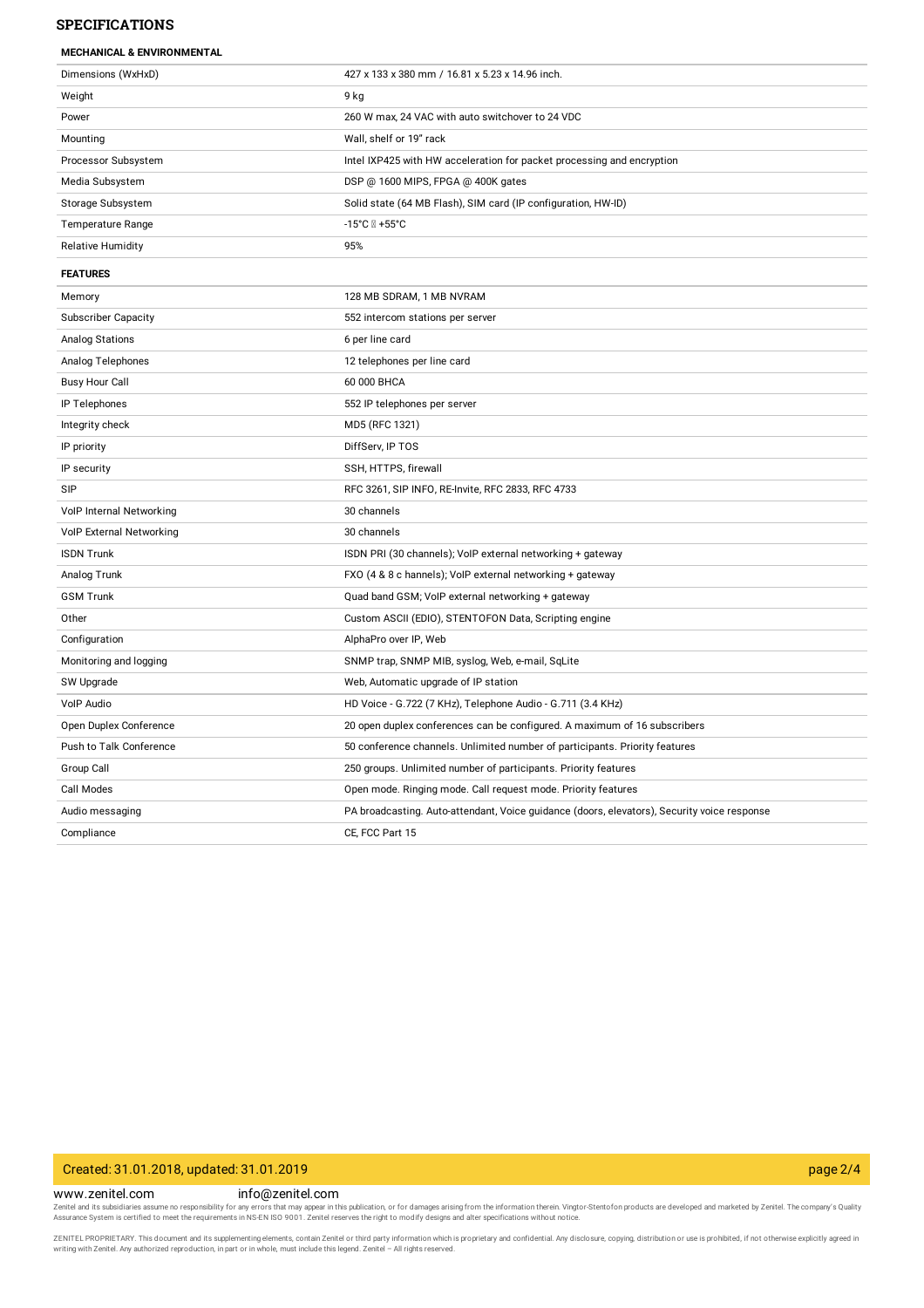## SPECIFICATIONS

### MECHANICAL & ENVIRONMENTAL

| | |
|---|---|
| Dimensions (WxHxD) | 427 x 133 x 380 mm / 16.81 x 5.23 x 14.96 inch. |
| Weight | 9 kg |
| Power | 260 W max, 24 VAC with auto switchover to 24 VDC |
| Mounting | Wall, shelf or 19" rack |
| Processor Subsystem | Intel IXP425 with HW acceleration for packet processing and encryption |
| Media Subsystem | DSP @ 1600 MIPS, FPGA @ 400K gates |
| Storage Subsystem | Solid state (64 MB Flash), SIM card (IP configuration, HW-ID) |
| Temperature Range | -15°C – +55°C |
| Relative Humidity | 95% |

### FEATURES

| | |
|---|---|
| Memory | 128 MB SDRAM, 1 MB NVRAM |
| Subscriber Capacity | 552 intercom stations per server |
| Analog Stations | 6 per line card |
| Analog Telephones | 12 telephones per line card |
| Busy Hour Call | 60 000 BHCA |
| IP Telephones | 552 IP telephones per server |
| Integrity check | MD5 (RFC 1321) |
| IP priority | DiffServ, IP TOS |
| IP security | SSH, HTTPS, firewall |
| SIP | RFC 3261, SIP INFO, RE-Invite, RFC 2833, RFC 4733 |
| VoIP Internal Networking | 30 channels |
| VoIP External Networking | 30 channels |
| ISDN Trunk | ISDN PRI (30 channels); VoIP external networking + gateway |
| Analog Trunk | FXO (4 & 8 c hannels); VoIP external networking + gateway |
| GSM Trunk | Quad band GSM; VoIP external networking + gateway |
| Other | Custom ASCII (EDIO), STENTOFON Data, Scripting engine |
| Configuration | AlphaPro over IP, Web |
| Monitoring and logging | SNMP trap, SNMP MIB, syslog, Web, e-mail, SqLite |
| SW Upgrade | Web, Automatic upgrade of IP station |
| VoIP Audio | HD Voice - G.722 (7 KHz), Telephone Audio - G.711 (3.4 KHz) |
| Open Duplex Conference | 20 open duplex conferences can be configured. A maximum of 16 subscribers |
| Push to Talk Conference | 50 conference channels. Unlimited number of participants. Priority features |
| Group Call | 250 groups. Unlimited number of participants. Priority features |
| Call Modes | Open mode. Ringing mode. Call request mode. Priority features |
| Audio messaging | PA broadcasting. Auto-attendant, Voice guidance (doors, elevators), Security voice response |
| Compliance | CE, FCC Part 15 |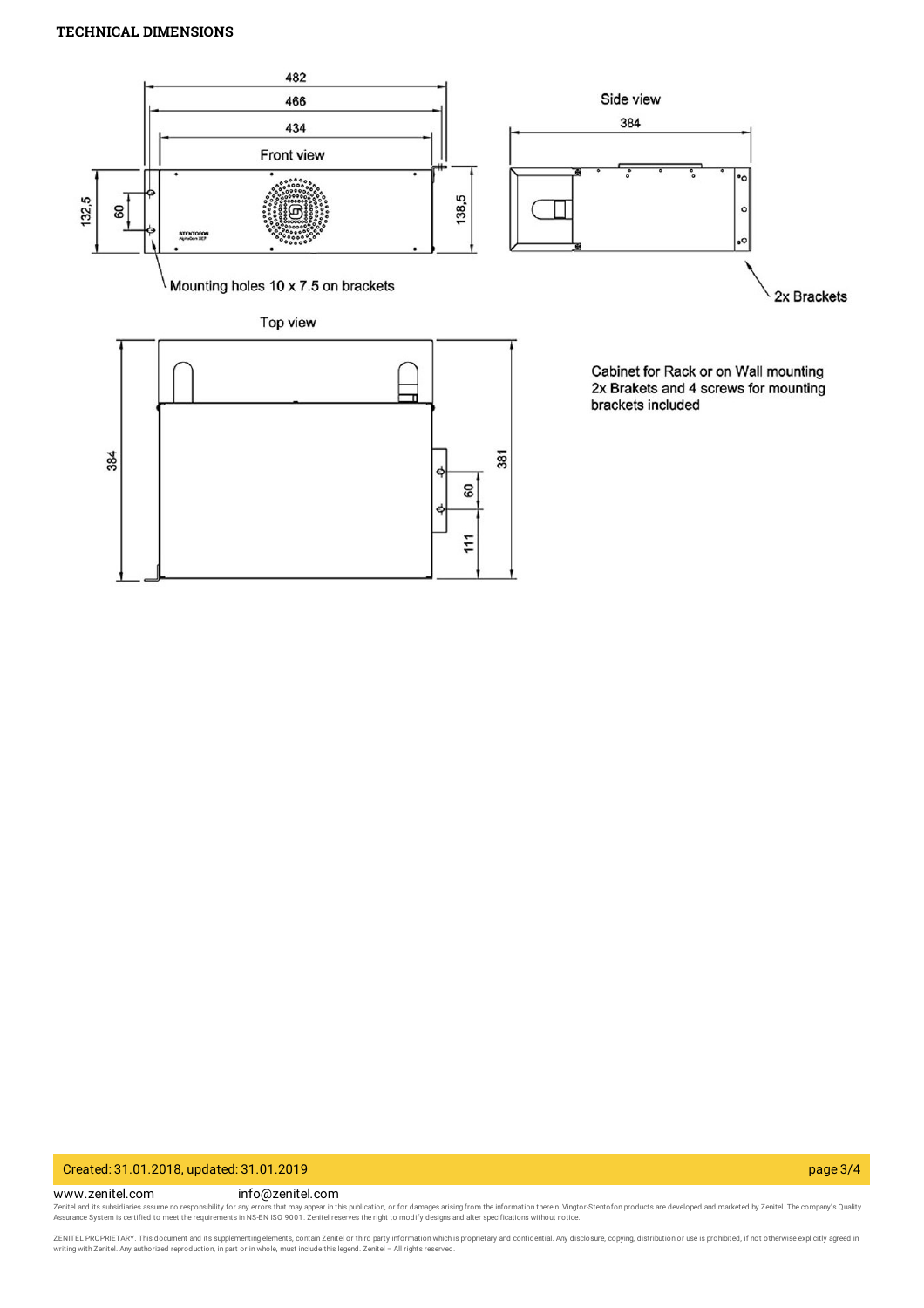## TECHNICAL DIMENSIONS

Front view

Side view

Top view

Mounting holes 10 x 7.5 on brackets

2x Brackets

Cabinet for Rack or on Wall mounting
2x Brakets and 4 screws for mounting
brackets included

www.zenitel.com info@zenitel.com

Zenitel and its subsidiaries assume no responsibility for any errors that may appear in this publication, or for damages arising from the information therein. Vingtor-Stentofon products are developed and marketed by Zenitel. The company's Quality Assurance System is certified to meet the requirements in NS-EN ISO 9001. Zenitel reserves the right to modify designs and alter specifications without notice.

ZENITEL PROPRIETARY. This document and its supplementing elements, contain Zenitel or third party information which is proprietary and confidential. Any disclosure, copying, distribution or use is prohibited, if not otherwise explicitly agreed in writing with Zenitel. Any authorized reproduction, in part or in whole, must include this legend. Zenitel – All rights reserved.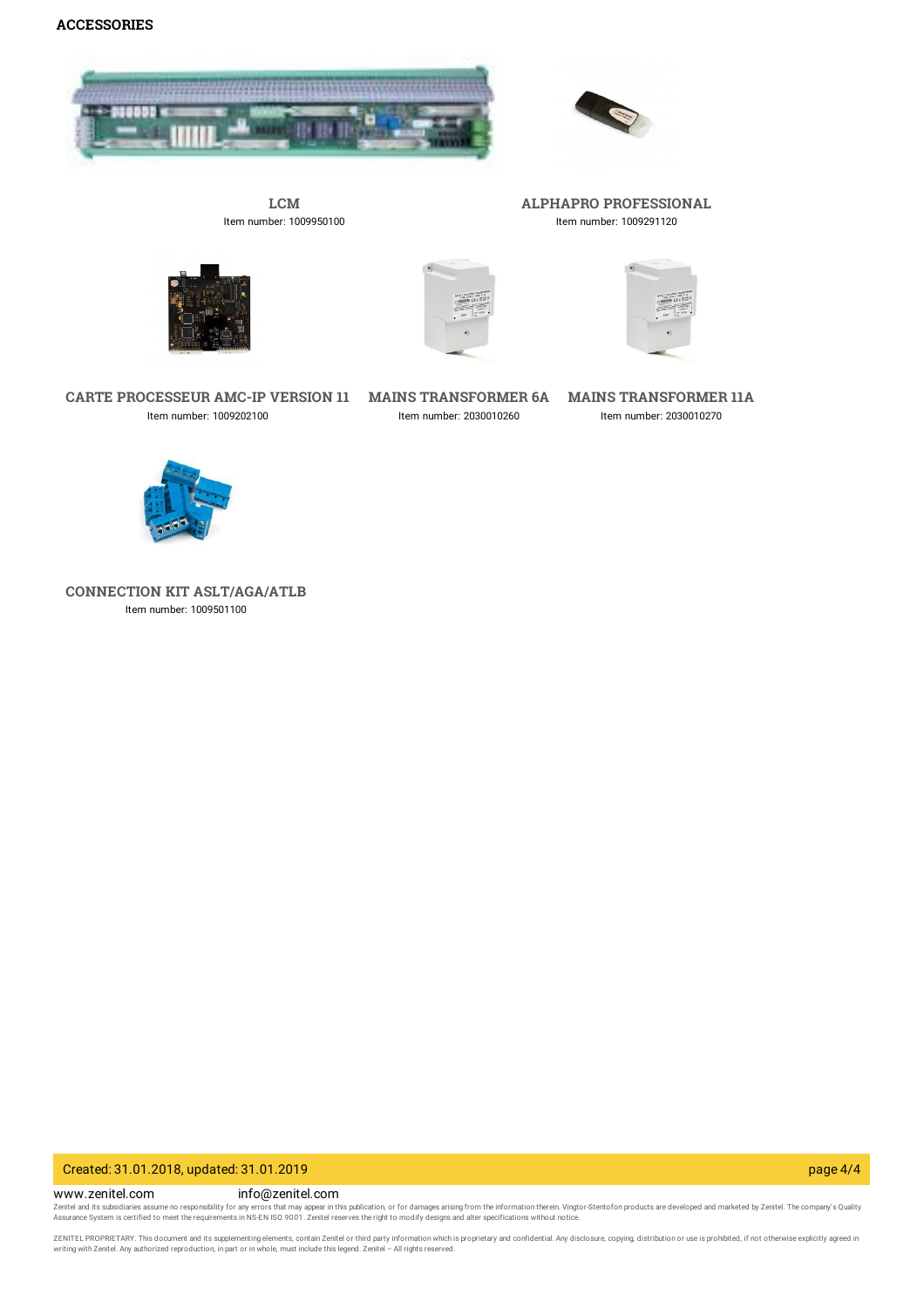## ACCESSORIES

### LCM
Item number: 1009950100

### ALPHAPRO PROFESSIONAL
Item number: 1009291120

### CARTE PROCESSEUR AMC-IP VERSION 11
Item number: 1009202100

### MAINS TRANSFORMER 6A
Item number: 2030010260

### MAINS TRANSFORMER 11A
Item number: 2030010270

### CONNECTION KIT ASLT/AGA/ATLB
Item number: 1009501100

Created: 31.01.2018, updated: 31.01.2019

www.zenitel.com info@zenitel.com

Zenitel and its subsidiaries assume no responsibility for any errors that may appear in this publication, or for damages arising from the information therein. Vingtor-Stentofon products are developed and marketed by Zenitel. The company's Quality Assurance System is certified to meet the requirements in NS-EN ISO 9001. Zenitel reserves the right to modify designs and alter specifications without notice.

ZENITEL PROPRIETARY. This document and its supplementing elements, contain Zenitel or third party information which is proprietary and confidential. Any disclosure, copying, distribution or use is prohibited, if not otherwise explicitly agreed in writing with Zenitel. Any authorized reproduction, in part or in whole, must include this legend. Zenitel – All rights reserved.